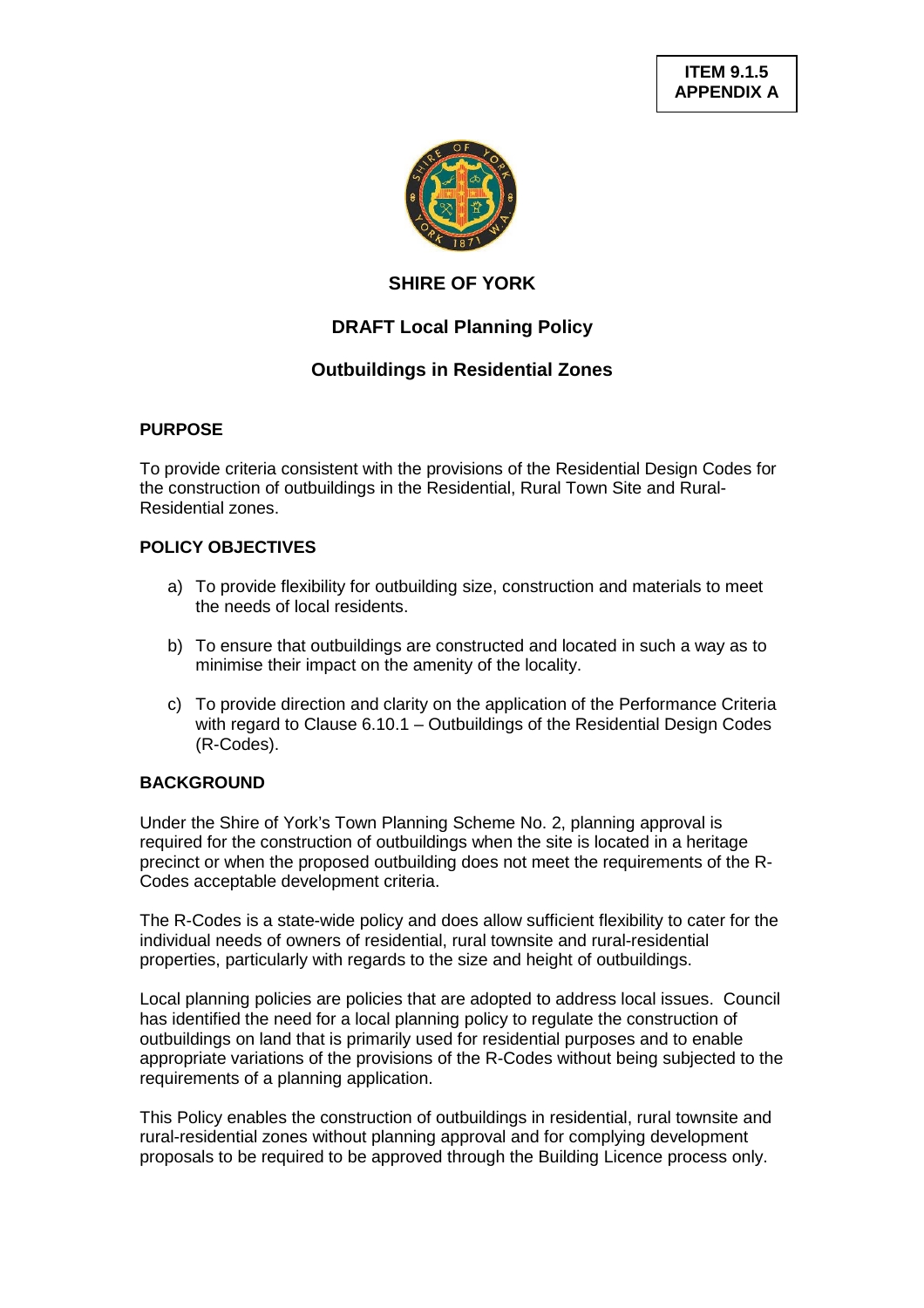**ITEM 9.1.5**
**APPENDIX A**

# SHIRE OF YORK

## DRAFT Local Planning Policy

## Outbuildings in Residential Zones

### PURPOSE

To provide criteria consistent with the provisions of the Residential Design Codes for the construction of outbuildings in the Residential, Rural Town Site and Rural-Residential zones.

### POLICY OBJECTIVES

a) To provide flexibility for outbuilding size, construction and materials to meet the needs of local residents.

b) To ensure that outbuildings are constructed and located in such a way as to minimise their impact on the amenity of the locality.

c) To provide direction and clarity on the application of the Performance Criteria with regard to Clause 6.10.1 – Outbuildings of the Residential Design Codes (R-Codes).

### BACKGROUND

Under the Shire of York's Town Planning Scheme No. 2, planning approval is required for the construction of outbuildings when the site is located in a heritage precinct or when the proposed outbuilding does not meet the requirements of the R-Codes acceptable development criteria.

The R-Codes is a state-wide policy and does allow sufficient flexibility to cater for the individual needs of owners of residential, rural townsite and rural-residential properties, particularly with regards to the size and height of outbuildings.

Local planning policies are policies that are adopted to address local issues. Council has identified the need for a local planning policy to regulate the construction of outbuildings on land that is primarily used for residential purposes and to enable appropriate variations of the provisions of the R-Codes without being subjected to the requirements of a planning application.

This Policy enables the construction of outbuildings in residential, rural townsite and rural-residential zones without planning approval and for complying development proposals to be required to be approved through the Building Licence process only.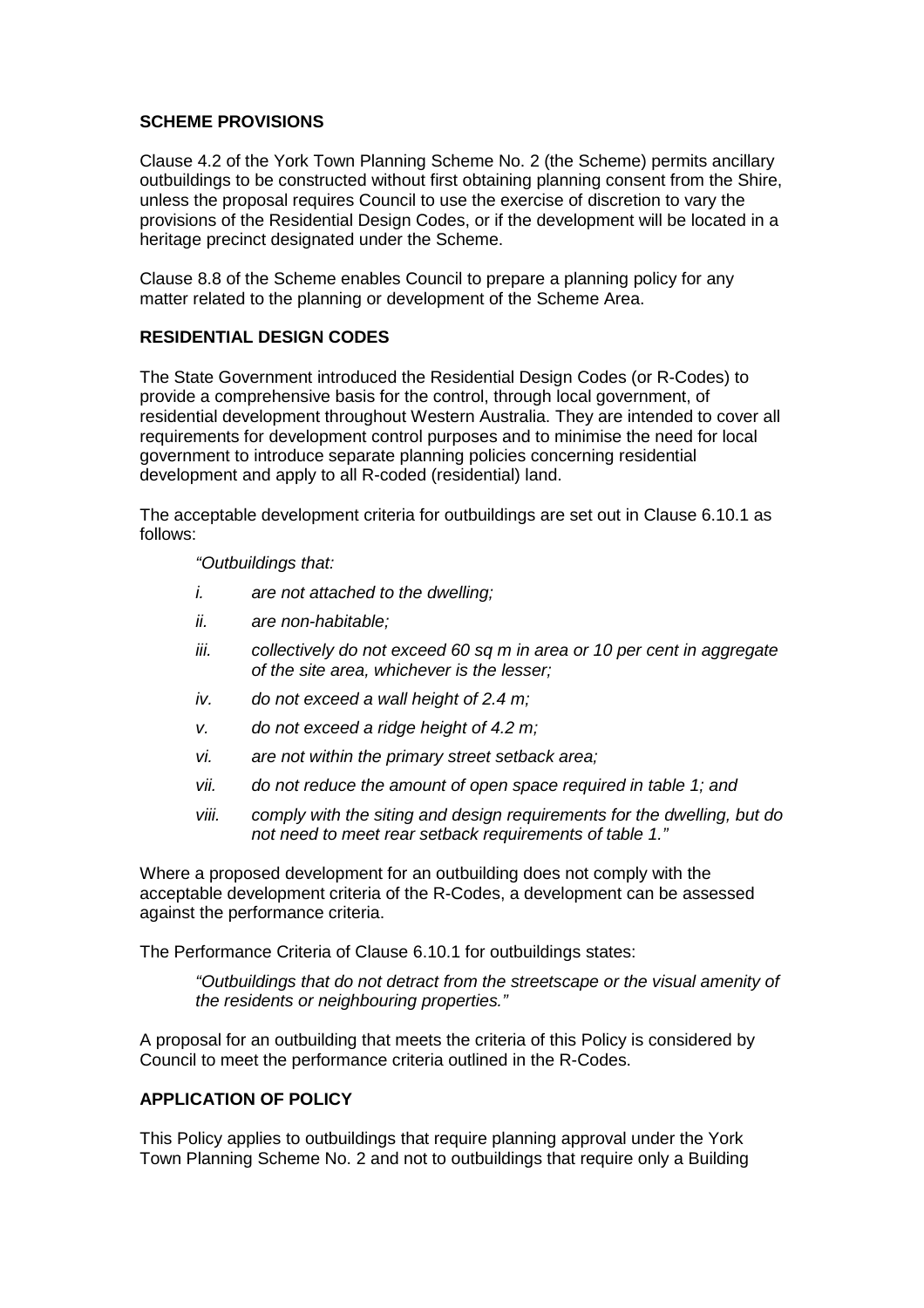## SCHEME PROVISIONS

Clause 4.2 of the York Town Planning Scheme No. 2 (the Scheme) permits ancillary outbuildings to be constructed without first obtaining planning consent from the Shire, unless the proposal requires Council to use the exercise of discretion to vary the provisions of the Residential Design Codes, or if the development will be located in a heritage precinct designated under the Scheme.

Clause 8.8 of the Scheme enables Council to prepare a planning policy for any matter related to the planning or development of the Scheme Area.

## RESIDENTIAL DESIGN CODES

The State Government introduced the Residential Design Codes (or R-Codes) to provide a comprehensive basis for the control, through local government, of residential development throughout Western Australia. They are intended to cover all requirements for development control purposes and to minimise the need for local government to introduce separate planning policies concerning residential development and apply to all R-coded (residential) land.

The acceptable development criteria for outbuildings are set out in Clause 6.10.1 as follows:

> *"Outbuildings that:*
>
> *i. are not attached to the dwelling;*
>
> *ii. are non-habitable;*
>
> *iii. collectively do not exceed 60 sq m in area or 10 per cent in aggregate of the site area, whichever is the lesser;*
>
> *iv. do not exceed a wall height of 2.4 m;*
>
> *v. do not exceed a ridge height of 4.2 m;*
>
> *vi. are not within the primary street setback area;*
>
> *vii. do not reduce the amount of open space required in table 1; and*
>
> *viii. comply with the siting and design requirements for the dwelling, but do not need to meet rear setback requirements of table 1."*

Where a proposed development for an outbuilding does not comply with the acceptable development criteria of the R-Codes, a development can be assessed against the performance criteria.

The Performance Criteria of Clause 6.10.1 for outbuildings states:

> *"Outbuildings that do not detract from the streetscape or the visual amenity of the residents or neighbouring properties."*

A proposal for an outbuilding that meets the criteria of this Policy is considered by Council to meet the performance criteria outlined in the R-Codes.

## APPLICATION OF POLICY

This Policy applies to outbuildings that require planning approval under the York Town Planning Scheme No. 2 and not to outbuildings that require only a Building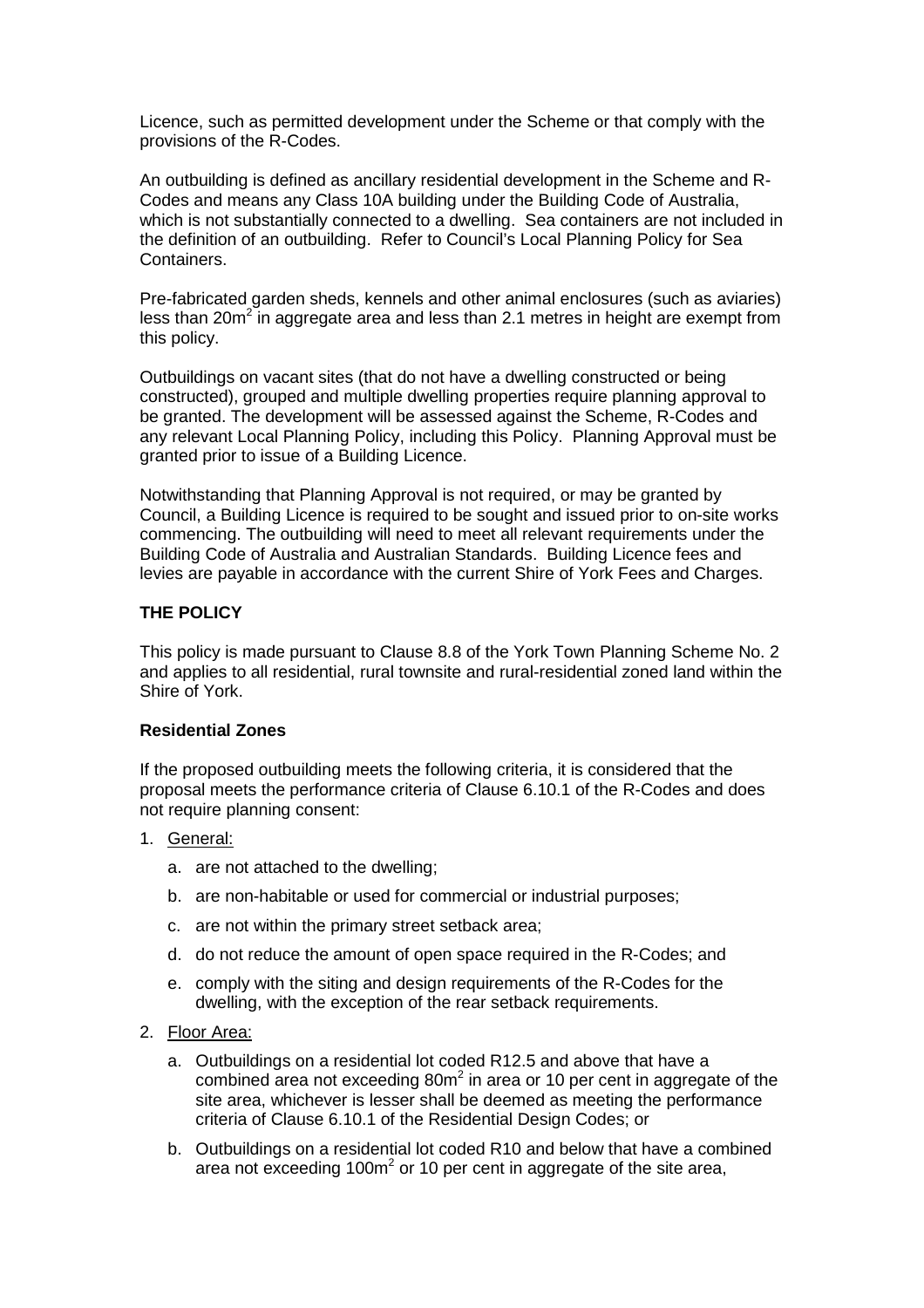Licence, such as permitted development under the Scheme or that comply with the provisions of the R-Codes.

An outbuilding is defined as ancillary residential development in the Scheme and R-Codes and means any Class 10A building under the Building Code of Australia, which is not substantially connected to a dwelling. Sea containers are not included in the definition of an outbuilding. Refer to Council's Local Planning Policy for Sea Containers.

Pre-fabricated garden sheds, kennels and other animal enclosures (such as aviaries) less than 20m$^2$ in aggregate area and less than 2.1 metres in height are exempt from this policy.

Outbuildings on vacant sites (that do not have a dwelling constructed or being constructed), grouped and multiple dwelling properties require planning approval to be granted. The development will be assessed against the Scheme, R-Codes and any relevant Local Planning Policy, including this Policy. Planning Approval must be granted prior to issue of a Building Licence.

Notwithstanding that Planning Approval is not required, or may be granted by Council, a Building Licence is required to be sought and issued prior to on-site works commencing. The outbuilding will need to meet all relevant requirements under the Building Code of Australia and Australian Standards. Building Licence fees and levies are payable in accordance with the current Shire of York Fees and Charges.

**THE POLICY**

This policy is made pursuant to Clause 8.8 of the York Town Planning Scheme No. 2 and applies to all residential, rural townsite and rural-residential zoned land within the Shire of York.

**Residential Zones**

If the proposed outbuilding meets the following criteria, it is considered that the proposal meets the performance criteria of Clause 6.10.1 of the R-Codes and does not require planning consent:

1. General:
   a. are not attached to the dwelling;
   b. are non-habitable or used for commercial or industrial purposes;
   c. are not within the primary street setback area;
   d. do not reduce the amount of open space required in the R-Codes; and
   e. comply with the siting and design requirements of the R-Codes for the dwelling, with the exception of the rear setback requirements.
2. Floor Area:
   a. Outbuildings on a residential lot coded R12.5 and above that have a combined area not exceeding 80m$^2$ in area or 10 per cent in aggregate of the site area, whichever is lesser shall be deemed as meeting the performance criteria of Clause 6.10.1 of the Residential Design Codes; or
   b. Outbuildings on a residential lot coded R10 and below that have a combined area not exceeding 100m$^2$ or 10 per cent in aggregate of the site area,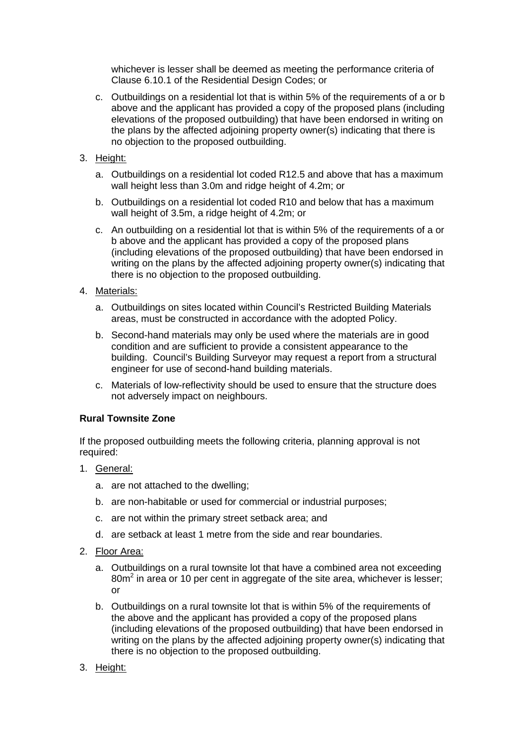whichever is lesser shall be deemed as meeting the performance criteria of Clause 6.10.1 of the Residential Design Codes; or

c. Outbuildings on a residential lot that is within 5% of the requirements of a or b above and the applicant has provided a copy of the proposed plans (including elevations of the proposed outbuilding) that have been endorsed in writing on the plans by the affected adjoining property owner(s) indicating that there is no objection to the proposed outbuilding.

3. Height:

   a. Outbuildings on a residential lot coded R12.5 and above that has a maximum wall height less than 3.0m and ridge height of 4.2m; or

   b. Outbuildings on a residential lot coded R10 and below that has a maximum wall height of 3.5m, a ridge height of 4.2m; or

   c. An outbuilding on a residential lot that is within 5% of the requirements of a or b above and the applicant has provided a copy of the proposed plans (including elevations of the proposed outbuilding) that have been endorsed in writing on the plans by the affected adjoining property owner(s) indicating that there is no objection to the proposed outbuilding.

4. Materials:

   a. Outbuildings on sites located within Council's Restricted Building Materials areas, must be constructed in accordance with the adopted Policy.

   b. Second-hand materials may only be used where the materials are in good condition and are sufficient to provide a consistent appearance to the building. Council's Building Surveyor may request a report from a structural engineer for use of second-hand building materials.

   c. Materials of low-reflectivity should be used to ensure that the structure does not adversely impact on neighbours.

**Rural Townsite Zone**

If the proposed outbuilding meets the following criteria, planning approval is not required:

1. General:

   a. are not attached to the dwelling;

   b. are non-habitable or used for commercial or industrial purposes;

   c. are not within the primary street setback area; and

   d. are setback at least 1 metre from the side and rear boundaries.

2. Floor Area:

   a. Outbuildings on a rural townsite lot that have a combined area not exceeding $80m^2$ in area or 10 per cent in aggregate of the site area, whichever is lesser; or

   b. Outbuildings on a rural townsite lot that is within 5% of the requirements of the above and the applicant has provided a copy of the proposed plans (including elevations of the proposed outbuilding) that have been endorsed in writing on the plans by the affected adjoining property owner(s) indicating that there is no objection to the proposed outbuilding.

3. Height: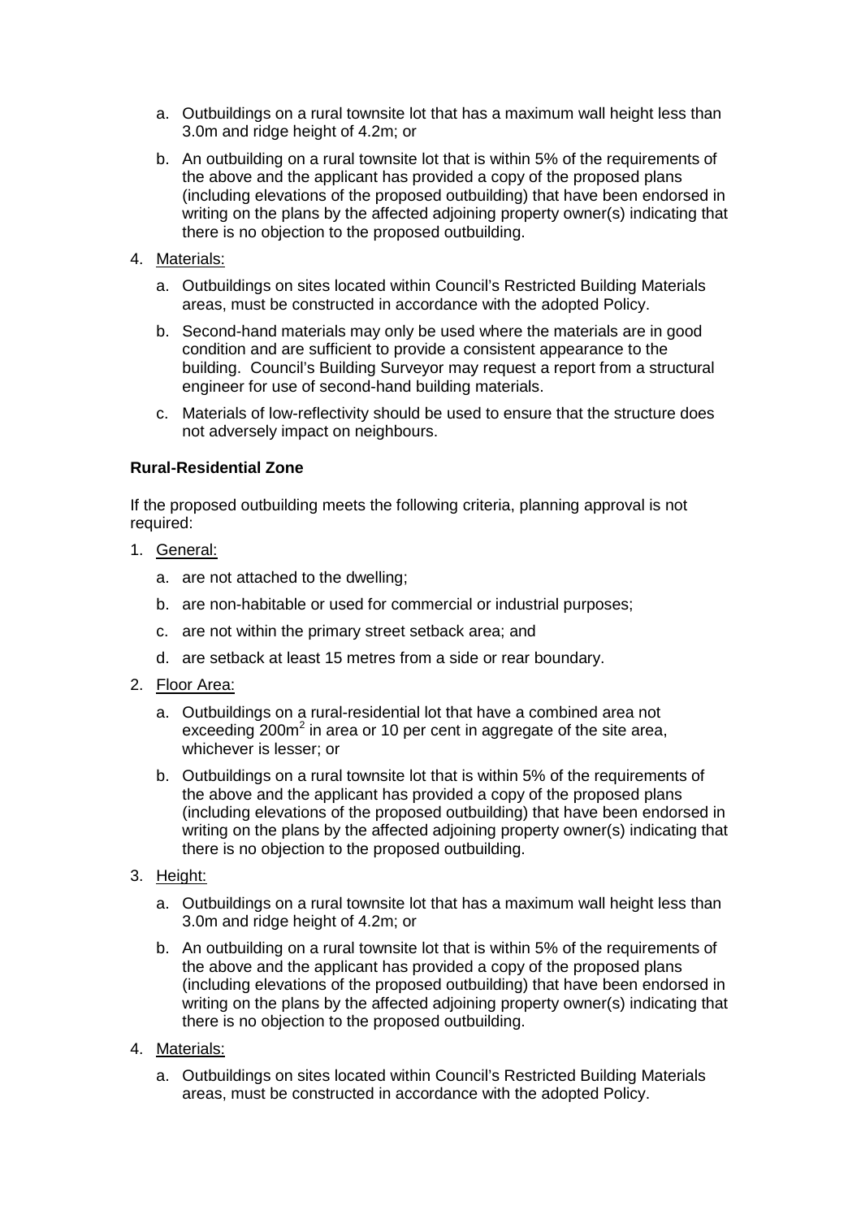a. Outbuildings on a rural townsite lot that has a maximum wall height less than 3.0m and ridge height of 4.2m; or

   b. An outbuilding on a rural townsite lot that is within 5% of the requirements of the above and the applicant has provided a copy of the proposed plans (including elevations of the proposed outbuilding) that have been endorsed in writing on the plans by the affected adjoining property owner(s) indicating that there is no objection to the proposed outbuilding.

4. Materials:

   a. Outbuildings on sites located within Council's Restricted Building Materials areas, must be constructed in accordance with the adopted Policy.

   b. Second-hand materials may only be used where the materials are in good condition and are sufficient to provide a consistent appearance to the building. Council's Building Surveyor may request a report from a structural engineer for use of second-hand building materials.

   c. Materials of low-reflectivity should be used to ensure that the structure does not adversely impact on neighbours.

**Rural-Residential Zone**

If the proposed outbuilding meets the following criteria, planning approval is not required:

1. General:

   a. are not attached to the dwelling;

   b. are non-habitable or used for commercial or industrial purposes;

   c. are not within the primary street setback area; and

   d. are setback at least 15 metres from a side or rear boundary.

2. Floor Area:

   a. Outbuildings on a rural-residential lot that have a combined area not exceeding 200m$^2$ in area or 10 per cent in aggregate of the site area, whichever is lesser; or

   b. Outbuildings on a rural townsite lot that is within 5% of the requirements of the above and the applicant has provided a copy of the proposed plans (including elevations of the proposed outbuilding) that have been endorsed in writing on the plans by the affected adjoining property owner(s) indicating that there is no objection to the proposed outbuilding.

3. Height:

   a. Outbuildings on a rural townsite lot that has a maximum wall height less than 3.0m and ridge height of 4.2m; or

   b. An outbuilding on a rural townsite lot that is within 5% of the requirements of the above and the applicant has provided a copy of the proposed plans (including elevations of the proposed outbuilding) that have been endorsed in writing on the plans by the affected adjoining property owner(s) indicating that there is no objection to the proposed outbuilding.

4. Materials:

   a. Outbuildings on sites located within Council's Restricted Building Materials areas, must be constructed in accordance with the adopted Policy.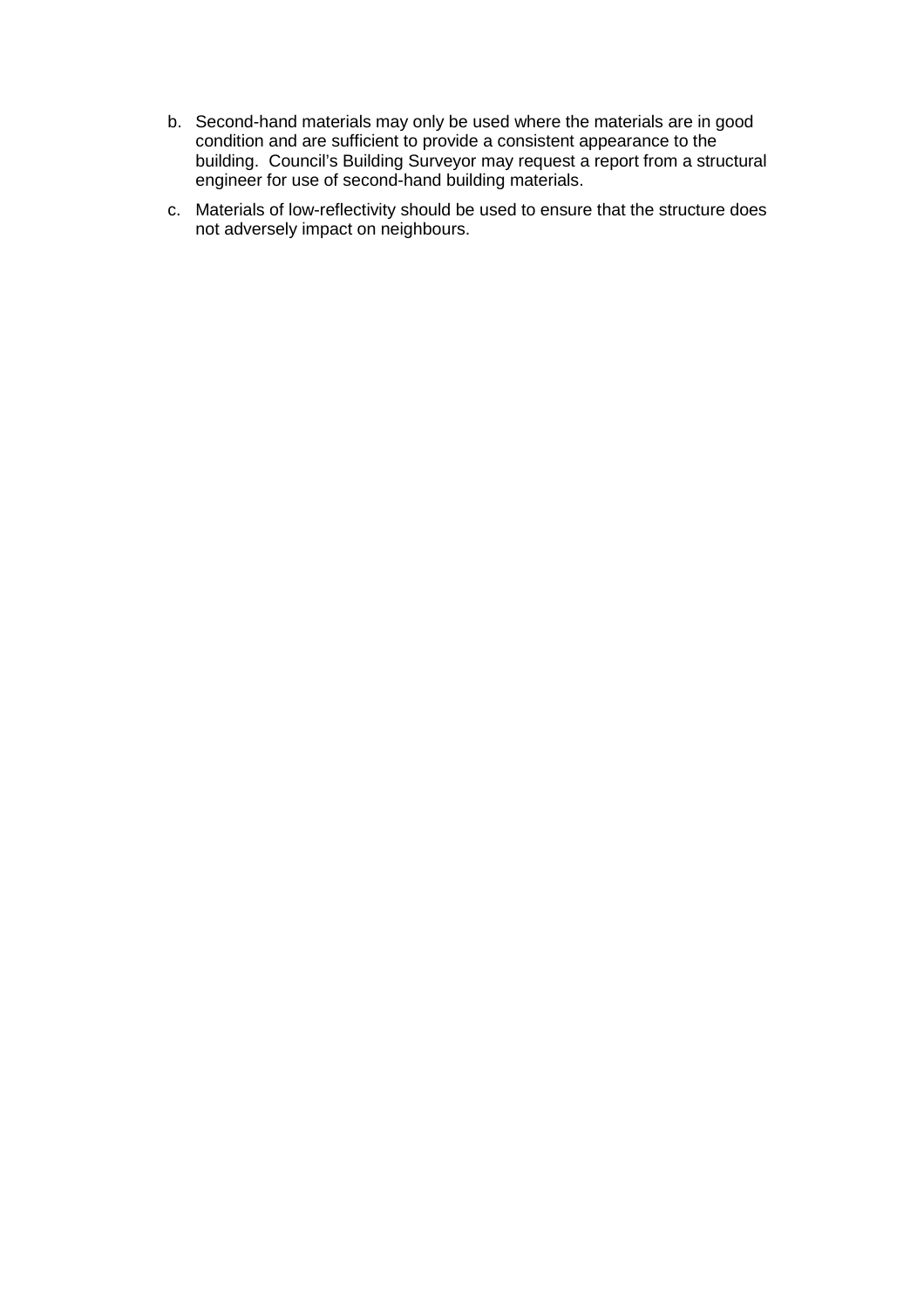b. Second-hand materials may only be used where the materials are in good condition and are sufficient to provide a consistent appearance to the building. Council's Building Surveyor may request a report from a structural engineer for use of second-hand building materials.

c. Materials of low-reflectivity should be used to ensure that the structure does not adversely impact on neighbours.